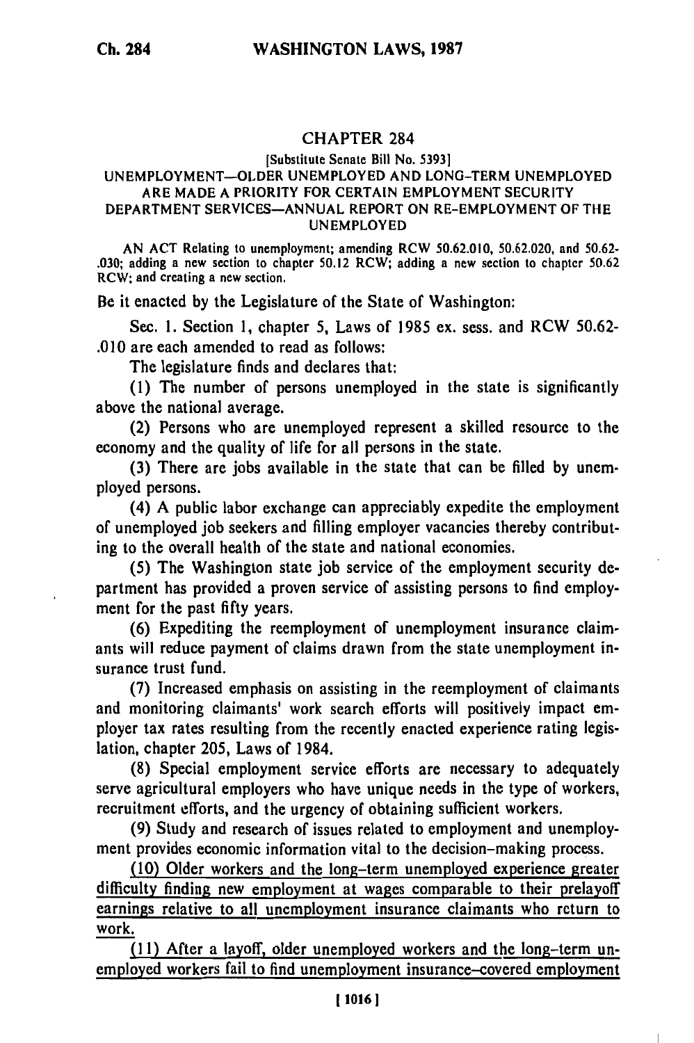# CHAPTER 284

[Substitute Senate Bill No. 5393]

## UNEMPLOYMENT—OLDER UNEMPLOYED AND LONG-TERM UNEMPLOYED ARE MADE A PRIORITY FOR CERTAIN EMPLOYMENT SECURITY DEPARTMENT SERVICES—ANNUAL REPORT ON RE-EMPLOYMENT OF THE UNEMPLOYED

AN ACT Relating to unemployment; amending RCW 50.62.010, 50.62.020, and 50.62.030; adding a new section to chapter 50.12 RCW; adding a new section to chapter 50.62 RCW; and creating a new section.

Be it enacted by the Legislature of the State of Washington:

Sec. 1. Section 1, chapter 5, Laws of 1985 ex. sess. and RCW 50.62.010 are each amended to read as follows:

The legislature finds and declares that:

(1) The number of persons unemployed in the state is significantly above the national average.

(2) Persons who are unemployed represent a skilled resource to the economy and the quality of life for all persons in the state.

(3) There are jobs available in the state that can be filled by unemployed persons.

(4) A public labor exchange can appreciably expedite the employment of unemployed job seekers and filling employer vacancies thereby contributing to the overall health of the state and national economies.

(5) The Washington state job service of the employment security department has provided a proven service of assisting persons to find employment for the past fifty years.

(6) Expediting the reemployment of unemployment insurance claimants will reduce payment of claims drawn from the state unemployment insurance trust fund.

(7) Increased emphasis on assisting in the reemployment of claimants and monitoring claimants' work search efforts will positively impact employer tax rates resulting from the recently enacted experience rating legislation, chapter 205, Laws of 1984.

(8) Special employment service efforts are necessary to adequately serve agricultural employers who have unique needs in the type of workers, recruitment efforts, and the urgency of obtaining sufficient workers.

(9) Study and research of issues related to employment and unemployment provides economic information vital to the decision-making process.

<u>(10) Older workers and the long-term unemployed experience greater difficulty finding new employment at wages comparable to their prelayoff earnings relative to all unemployment insurance claimants who return to work.</u>

<u>(11) After a layoff, older unemployed workers and the long-term unemployed workers fail to find unemployment insurance-covered employment</u>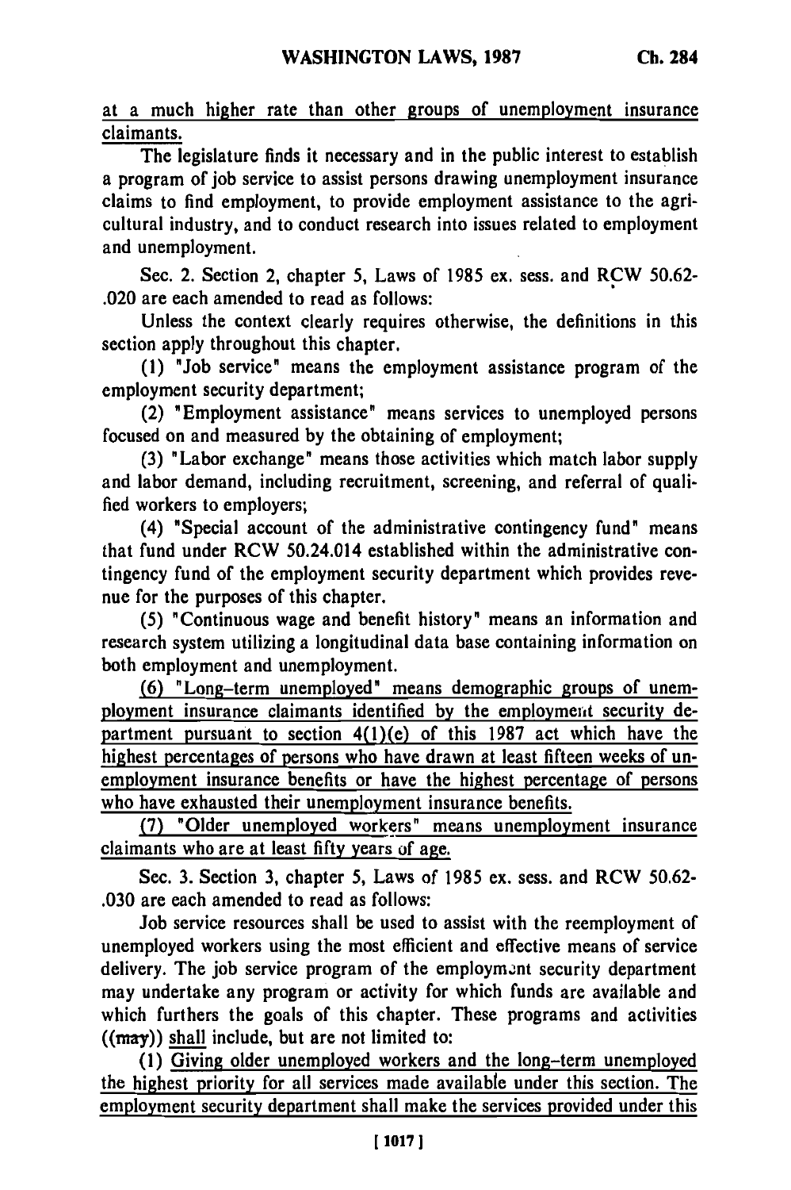at a much higher rate than other groups of unemployment insurance claimants.

The legislature finds it necessary and in the public interest to establish a program of job service to assist persons drawing unemployment insurance claims to find employment, to provide employment assistance to the agricultural industry, and to conduct research into issues related to employment and unemployment.

Sec. 2. Section 2, chapter 5, Laws of 1985 ex. sess. and RCW 50.62-.020 are each amended to read as follows:

Unless the context clearly requires otherwise, the definitions in this section apply throughout this chapter.

(1) "Job service" means the employment assistance program of the employment security department;

(2) "Employment assistance" means services to unemployed persons focused on and measured by the obtaining of employment;

(3) "Labor exchange" means those activities which match labor supply and labor demand, including recruitment, screening, and referral of qualified workers to employers;

(4) "Special account of the administrative contingency fund" means that fund under RCW 50.24.014 established within the administrative contingency fund of the employment security department which provides revenue for the purposes of this chapter.

(5) "Continuous wage and benefit history" means an information and research system utilizing a longitudinal data base containing information on both employment and unemployment.

(6) "Long-term unemployed" means demographic groups of unemployment insurance claimants identified by the employment security department pursuant to section 4(1)(e) of this 1987 act which have the highest percentages of persons who have drawn at least fifteen weeks of unemployment insurance benefits or have the highest percentage of persons who have exhausted their unemployment insurance benefits.

(7) "Older unemployed workers" means unemployment insurance claimants who are at least fifty years of age.

Sec. 3. Section 3, chapter 5, Laws of 1985 ex. sess. and RCW 50.62-.030 are each amended to read as follows:

Job service resources shall be used to assist with the reemployment of unemployed workers using the most efficient and effective means of service delivery. The job service program of the employment security department may undertake any program or activity for which funds are available and which furthers the goals of this chapter. These programs and activities ((may)) shall include, but are not limited to:

(1) Giving older unemployed workers and the long-term unemployed the highest priority for all services made available under this section. The employment security department shall make the services provided under this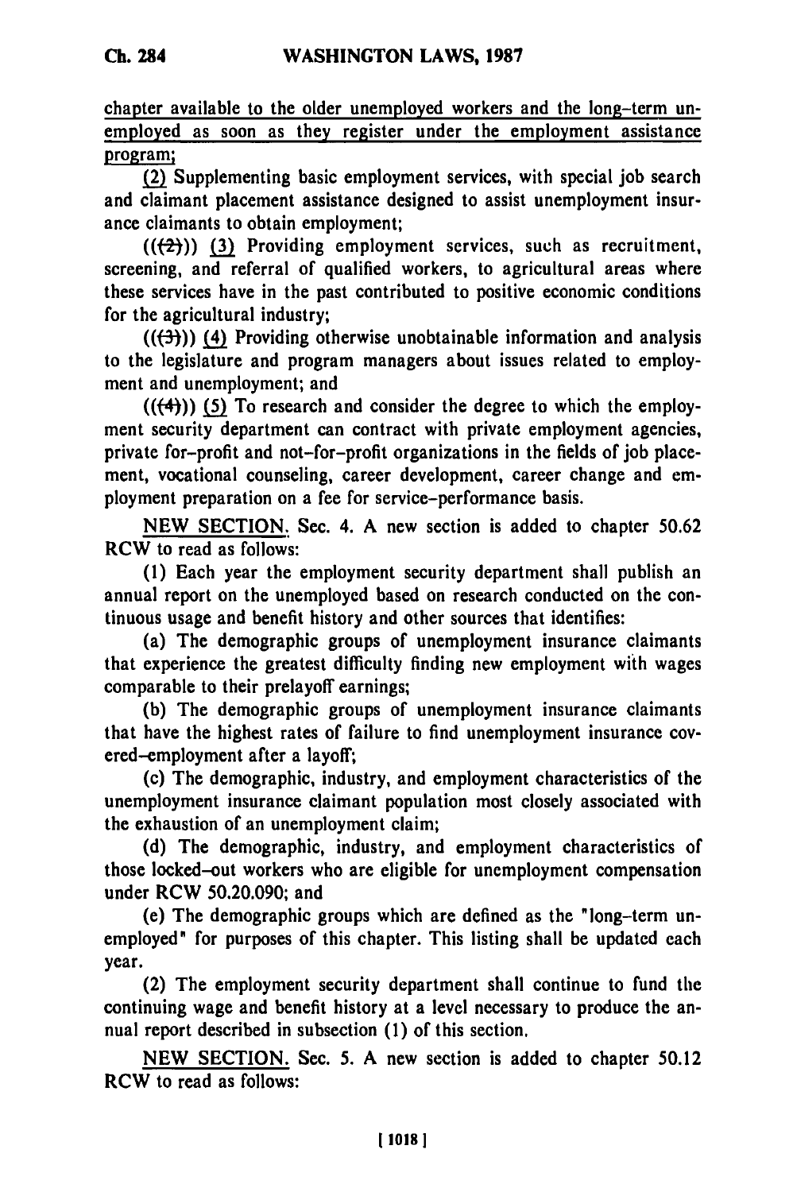chapter available to the older unemployed workers and the long-term unemployed as soon as they register under the employment assistance program;

(2) Supplementing basic employment services, with special job search and claimant placement assistance designed to assist unemployment insurance claimants to obtain employment;

(((2))) (3) Providing employment services, such as recruitment, screening, and referral of qualified workers, to agricultural areas where these services have in the past contributed to positive economic conditions for the agricultural industry;

(((3))) (4) Providing otherwise unobtainable information and analysis to the legislature and program managers about issues related to employment and unemployment; and

(((4))) (5) To research and consider the degree to which the employment security department can contract with private employment agencies, private for-profit and not-for-profit organizations in the fields of job placement, vocational counseling, career development, career change and employment preparation on a fee for service-performance basis.

NEW SECTION. Sec. 4. A new section is added to chapter 50.62 RCW to read as follows:

(1) Each year the employment security department shall publish an annual report on the unemployed based on research conducted on the continuous usage and benefit history and other sources that identifies:

(a) The demographic groups of unemployment insurance claimants that experience the greatest difficulty finding new employment with wages comparable to their prelayoff earnings;

(b) The demographic groups of unemployment insurance claimants that have the highest rates of failure to find unemployment insurance covered-employment after a layoff;

(c) The demographic, industry, and employment characteristics of the unemployment insurance claimant population most closely associated with the exhaustion of an unemployment claim;

(d) The demographic, industry, and employment characteristics of those locked-out workers who are eligible for unemployment compensation under RCW 50.20.090; and

(e) The demographic groups which are defined as the "long-term unemployed" for purposes of this chapter. This listing shall be updated each year.

(2) The employment security department shall continue to fund the continuing wage and benefit history at a level necessary to produce the annual report described in subsection (1) of this section.

NEW SECTION. Sec. 5. A new section is added to chapter 50.12 RCW to read as follows: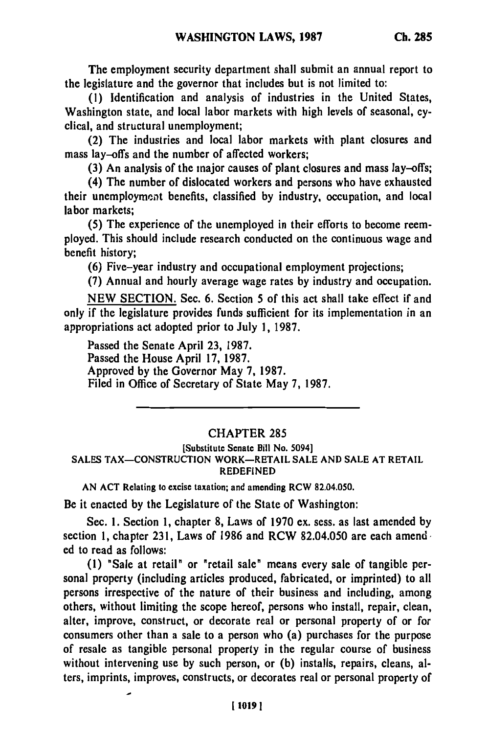The employment security department shall submit an annual report to the legislature and the governor that includes but is not limited to:

(1) Identification and analysis of industries in the United States, Washington state, and local labor markets with high levels of seasonal, cyclical, and structural unemployment;

(2) The industries and local labor markets with plant closures and mass lay-offs and the number of affected workers;

(3) An analysis of the major causes of plant closures and mass lay-offs;

(4) The number of dislocated workers and persons who have exhausted their unemployment benefits, classified by industry, occupation, and local labor markets;

(5) The experience of the unemployed in their efforts to become reemployed. This should include research conducted on the continuous wage and benefit history;

(6) Five-year industry and occupational employment projections;

(7) Annual and hourly average wage rates by industry and occupation.

NEW SECTION. Sec. 6. Section 5 of this act shall take effect if and only if the legislature provides funds sufficient for its implementation in an appropriations act adopted prior to July 1, 1987.

Passed the Senate April 23, 1987.
Passed the House April 17, 1987.
Approved by the Governor May 7, 1987.
Filed in Office of Secretary of State May 7, 1987.

---

## CHAPTER 285

[Substitute Senate Bill No. 5094]

### SALES TAX—CONSTRUCTION WORK—RETAIL SALE AND SALE AT RETAIL REDEFINED

AN ACT Relating to excise taxation; and amending RCW 82.04.050.

Be it enacted by the Legislature of the State of Washington:

Sec. 1. Section 1, chapter 8, Laws of 1970 ex. sess. as last amended by section 1, chapter 231, Laws of 1986 and RCW 82.04.050 are each amended to read as follows:

(1) "Sale at retail" or "retail sale" means every sale of tangible personal property (including articles produced, fabricated, or imprinted) to all persons irrespective of the nature of their business and including, among others, without limiting the scope hereof, persons who install, repair, clean, alter, improve, construct, or decorate real or personal property of or for consumers other than a sale to a person who (a) purchases for the purpose of resale as tangible personal property in the regular course of business without intervening use by such person, or (b) installs, repairs, cleans, alters, imprints, improves, constructs, or decorates real or personal property of